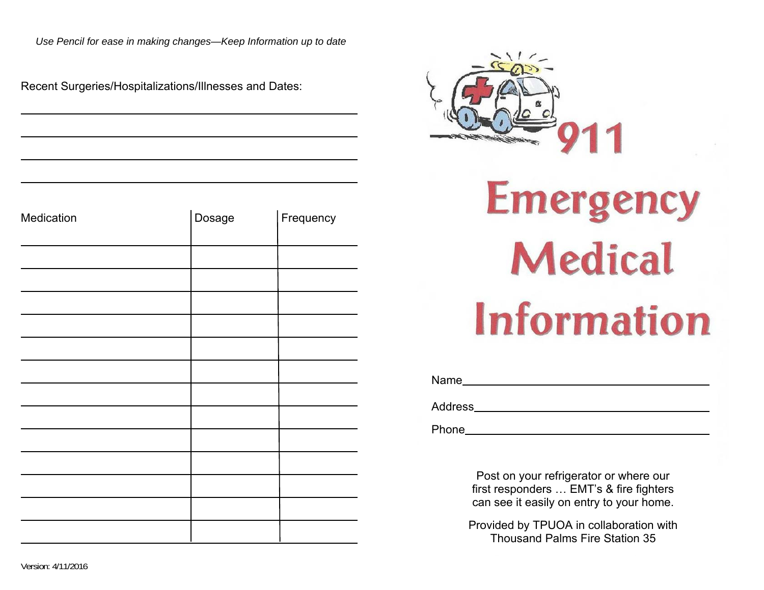*Use Pencil for ease in making changes—Keep Information up to date*

Recent Surgeries/Hospitalizations/Illnesses and Dates:

\_\_\_\_\_\_\_\_\_\_\_\_\_\_\_\_\_\_\_\_\_\_\_\_\_\_\_\_\_\_\_\_\_\_\_\_\_\_\_\_

\_\_\_\_\_\_\_\_\_\_\_\_\_\_\_\_\_\_\_\_\_\_\_\_\_\_\_\_\_\_\_\_\_\_\_\_\_\_\_\_

\_\_\_\_\_\_\_\_\_\_\_\_\_\_\_\_\_\_\_\_\_\_\_\_\_\_\_\_\_\_\_\_\_\_\_\_\_\_\_\_

\_\_\_\_\_\_\_\_\_\_\_\_\_\_\_\_\_\_\_\_\_\_\_\_\_\_\_\_\_\_\_\_\_\_\_\_\_\_\_\_

| Medication | Dosage | Frequency |
|---|---|---|
| | | |
| | | |
| | | |
| | | |
| | | |
| | | |
| | | |
| | | |
| | | |
| | | |
| | | |
| | | |
| | | |

Version: 4/11/2016

# 911 Emergency Medical Information

Name\_\_\_\_\_\_\_\_\_\_\_\_\_\_\_\_\_\_\_\_\_\_\_\_\_\_\_\_\_\_\_\_\_\_\_\_\_\_

Address\_\_\_\_\_\_\_\_\_\_\_\_\_\_\_\_\_\_\_\_\_\_\_\_\_\_\_\_\_\_\_\_\_\_\_\_

Phone\_\_\_\_\_\_\_\_\_\_\_\_\_\_\_\_\_\_\_\_\_\_\_\_\_\_\_\_\_\_\_\_\_\_\_\_\_\_

Post on your refrigerator or where our first responders … EMT's & fire fighters can see it easily on entry to your home.

Provided by TPUOA in collaboration with Thousand Palms Fire Station 35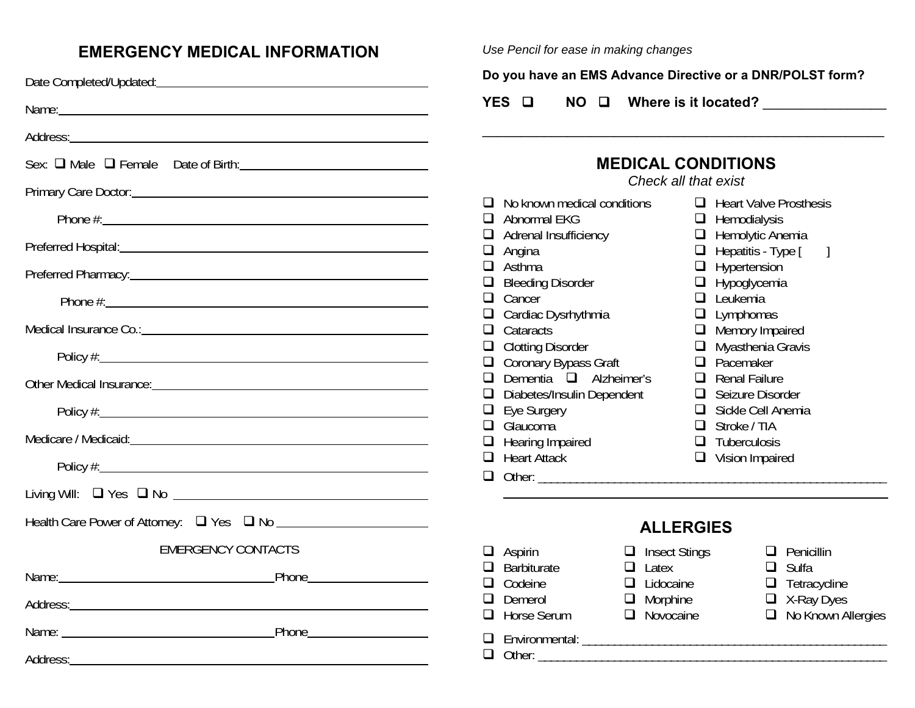## EMERGENCY MEDICAL INFORMATION

Date Completed/Updated: \_\_\_\_\_\_\_\_\_\_\_\_\_\_\_\_\_\_\_\_

Name: \_\_\_\_\_\_\_\_\_\_\_\_\_\_\_\_\_\_\_\_

Address: \_\_\_\_\_\_\_\_\_\_\_\_\_\_\_\_\_\_\_\_

Sex: ❑ Male ❑ Female    Date of Birth: \_\_\_\_\_\_\_\_\_\_\_\_\_\_\_\_\_\_\_\_

Primary Care Doctor: \_\_\_\_\_\_\_\_\_\_\_\_\_\_\_\_\_\_\_\_

Phone #: \_\_\_\_\_\_\_\_\_\_\_\_\_\_\_\_\_\_\_\_

Preferred Hospital: \_\_\_\_\_\_\_\_\_\_\_\_\_\_\_\_\_\_\_\_

Preferred Pharmacy: \_\_\_\_\_\_\_\_\_\_\_\_\_\_\_\_\_\_\_\_

Phone #: \_\_\_\_\_\_\_\_\_\_\_\_\_\_\_\_\_\_\_\_

Medical Insurance Co.: \_\_\_\_\_\_\_\_\_\_\_\_\_\_\_\_\_\_\_\_

Policy #: \_\_\_\_\_\_\_\_\_\_\_\_\_\_\_\_\_\_\_\_

Other Medical Insurance: \_\_\_\_\_\_\_\_\_\_\_\_\_\_\_\_\_\_\_\_

Policy #: \_\_\_\_\_\_\_\_\_\_\_\_\_\_\_\_\_\_\_\_

Medicare / Medicaid: \_\_\_\_\_\_\_\_\_\_\_\_\_\_\_\_\_\_\_\_

Policy #: \_\_\_\_\_\_\_\_\_\_\_\_\_\_\_\_\_\_\_\_

Living Will: ❑ Yes ❑ No \_\_\_\_\_\_\_\_\_\_\_\_\_\_\_\_\_\_\_\_

Health Care Power of Attorney: ❑ Yes ❑ No \_\_\_\_\_\_\_\_\_\_\_\_\_\_\_\_\_\_\_\_

EMERGENCY CONTACTS

Name: \_\_\_\_\_\_\_\_\_\_\_\_\_\_\_\_\_\_\_\_ Phone \_\_\_\_\_\_\_\_\_\_\_\_\_\_\_\_\_\_\_\_

Address: \_\_\_\_\_\_\_\_\_\_\_\_\_\_\_\_\_\_\_\_

Name: \_\_\_\_\_\_\_\_\_\_\_\_\_\_\_\_\_\_\_\_ Phone \_\_\_\_\_\_\_\_\_\_\_\_\_\_\_\_\_\_\_\_

Address: \_\_\_\_\_\_\_\_\_\_\_\_\_\_\_\_\_\_\_\_

*Use Pencil for ease in making changes*

**Do you have an EMS Advance Directive or a DNR/POLST form?**

**YES ❑    NO ❑    Where is it located? \_\_\_\_\_\_\_\_\_\_\_\_\_\_\_\_\_\_\_\_**

\_\_\_\_\_\_\_\_\_\_\_\_\_\_\_\_\_\_\_\_\_\_\_\_\_\_\_\_\_\_\_\_\_\_\_\_\_\_\_\_

## MEDICAL CONDITIONS

*Check all that exist*

- ❑ No known medical conditions
- ❑ Abnormal EKG
- ❑ Adrenal Insufficiency
- ❑ Angina
- ❑ Asthma
- ❑ Bleeding Disorder
- ❑ Cancer
- ❑ Cardiac Dysrhythmia
- ❑ Cataracts
- ❑ Clotting Disorder
- ❑ Coronary Bypass Graft
- ❑ Dementia ❑ Alzheimer's
- ❑ Diabetes/Insulin Dependent
- ❑ Eye Surgery
- ❑ Glaucoma
- ❑ Hearing Impaired
- ❑ Heart Attack
- ❑ Heart Valve Prosthesis
- ❑ Hemodialysis
- ❑ Hemolytic Anemia
- ❑ Hepatitis - Type [     ]
- ❑ Hypertension
- ❑ Hypoglycemia
- ❑ Leukemia
- ❑ Lymphomas
- ❑ Memory Impaired
- ❑ Myasthenia Gravis
- ❑ Pacemaker
- ❑ Renal Failure
- ❑ Seizure Disorder
- ❑ Sickle Cell Anemia
- ❑ Stroke / TIA
- ❑ Tuberculosis
- ❑ Vision Impaired
- ❑ Other: \_\_\_\_\_\_\_\_\_\_\_\_\_\_\_\_\_\_\_\_\_\_\_\_\_\_\_\_\_\_\_\_\_\_\_\_\_\_\_\_

## ALLERGIES

- ❑ Aspirin
- ❑ Barbiturate
- ❑ Codeine
- ❑ Demerol
- ❑ Horse Serum
- ❑ Insect Stings
- ❑ Latex
- ❑ Lidocaine
- ❑ Morphine
- ❑ Novocaine
- ❑ Penicillin
- ❑ Sulfa
- ❑ Tetracycline
- ❑ X-Ray Dyes
- ❑ No Known Allergies
- ❑ Environmental: \_\_\_\_\_\_\_\_\_\_\_\_\_\_\_\_\_\_\_\_\_\_\_\_\_\_\_\_\_\_\_\_\_\_\_\_\_\_\_\_
- ❑ Other: \_\_\_\_\_\_\_\_\_\_\_\_\_\_\_\_\_\_\_\_\_\_\_\_\_\_\_\_\_\_\_\_\_\_\_\_\_\_\_\_